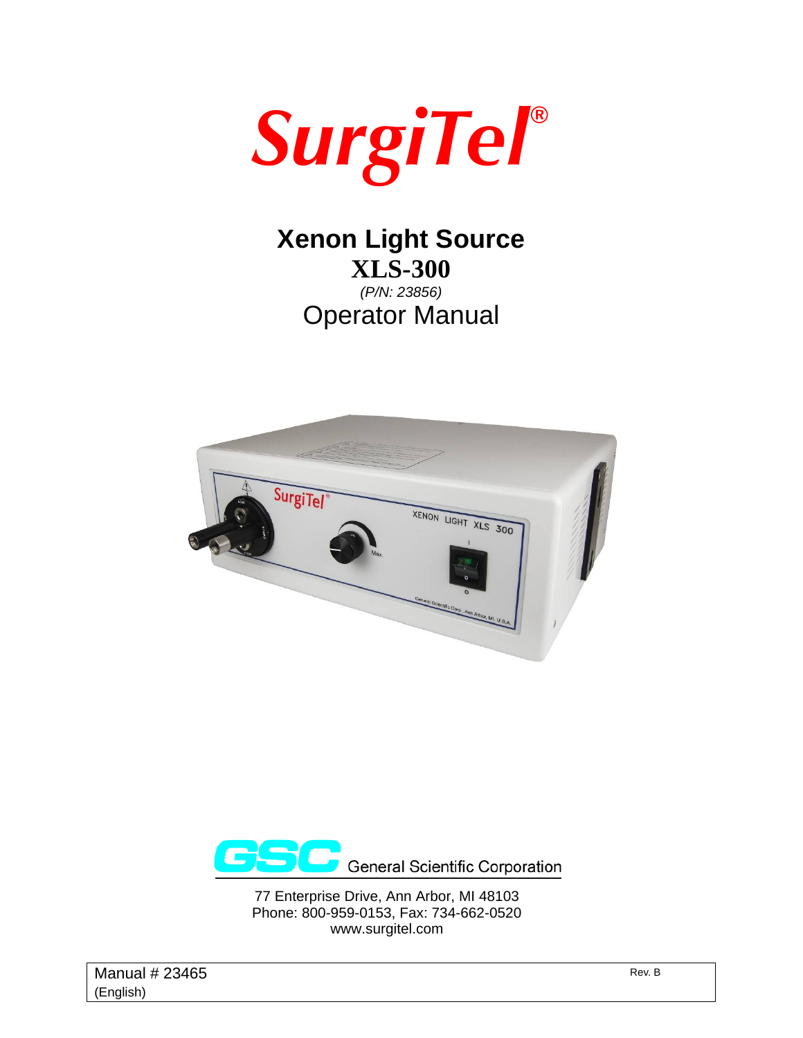# SurgiTel®

# Xenon Light Source

## XLS-300

*(P/N: 23856)*

## Operator Manual

General Scientific Corporation

77 Enterprise Drive, Ann Arbor, MI 48103
Phone: 800-959-0153, Fax: 734-662-0520
www.surgitel.com

Manual # 23465
(English)

Rev. B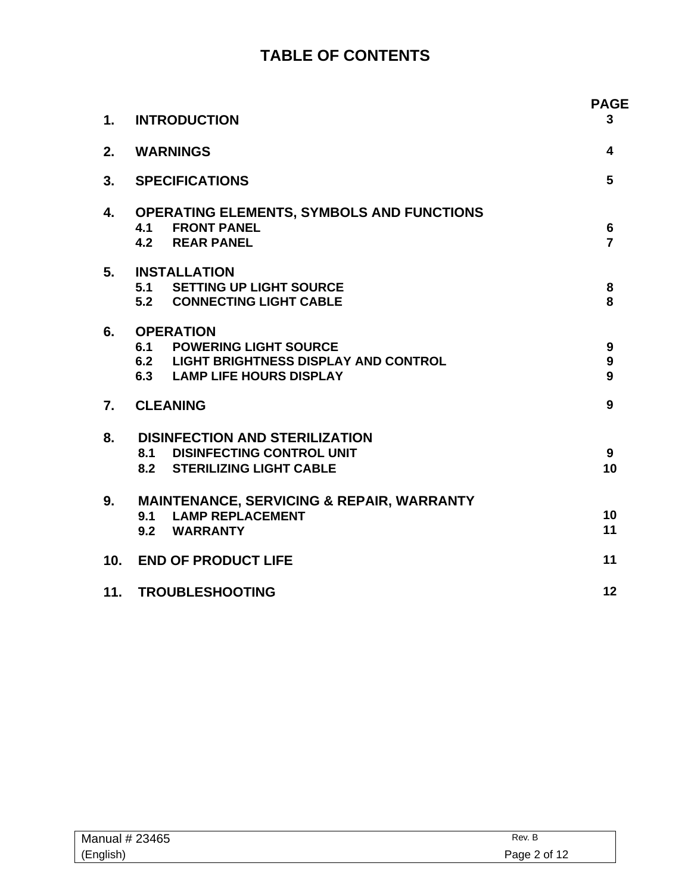# TABLE OF CONTENTS

| | | PAGE |
|---|---|---|
| **1.** | **INTRODUCTION** | **3** |
| **2.** | **WARNINGS** | **4** |
| **3.** | **SPECIFICATIONS** | **5** |
| **4.** | **OPERATING ELEMENTS, SYMBOLS AND FUNCTIONS** | |
| | **4.1 FRONT PANEL** | **6** |
| | **4.2 REAR PANEL** | **7** |
| **5.** | **INSTALLATION** | |
| | **5.1 SETTING UP LIGHT SOURCE** | **8** |
| | **5.2 CONNECTING LIGHT CABLE** | **8** |
| **6.** | **OPERATION** | |
| | **6.1 POWERING LIGHT SOURCE** | **9** |
| | **6.2 LIGHT BRIGHTNESS DISPLAY AND CONTROL** | **9** |
| | **6.3 LAMP LIFE HOURS DISPLAY** | **9** |
| **7.** | **CLEANING** | **9** |
| **8.** | **DISINFECTION AND STERILIZATION** | |
| | **8.1 DISINFECTING CONTROL UNIT** | **9** |
| | **8.2 STERILIZING LIGHT CABLE** | **10** |
| **9.** | **MAINTENANCE, SERVICING & REPAIR, WARRANTY** | |
| | **9.1 LAMP REPLACEMENT** | **10** |
| | **9.2 WARRANTY** | **11** |
| **10.** | **END OF PRODUCT LIFE** | **11** |
| **11.** | **TROUBLESHOOTING** | **12** |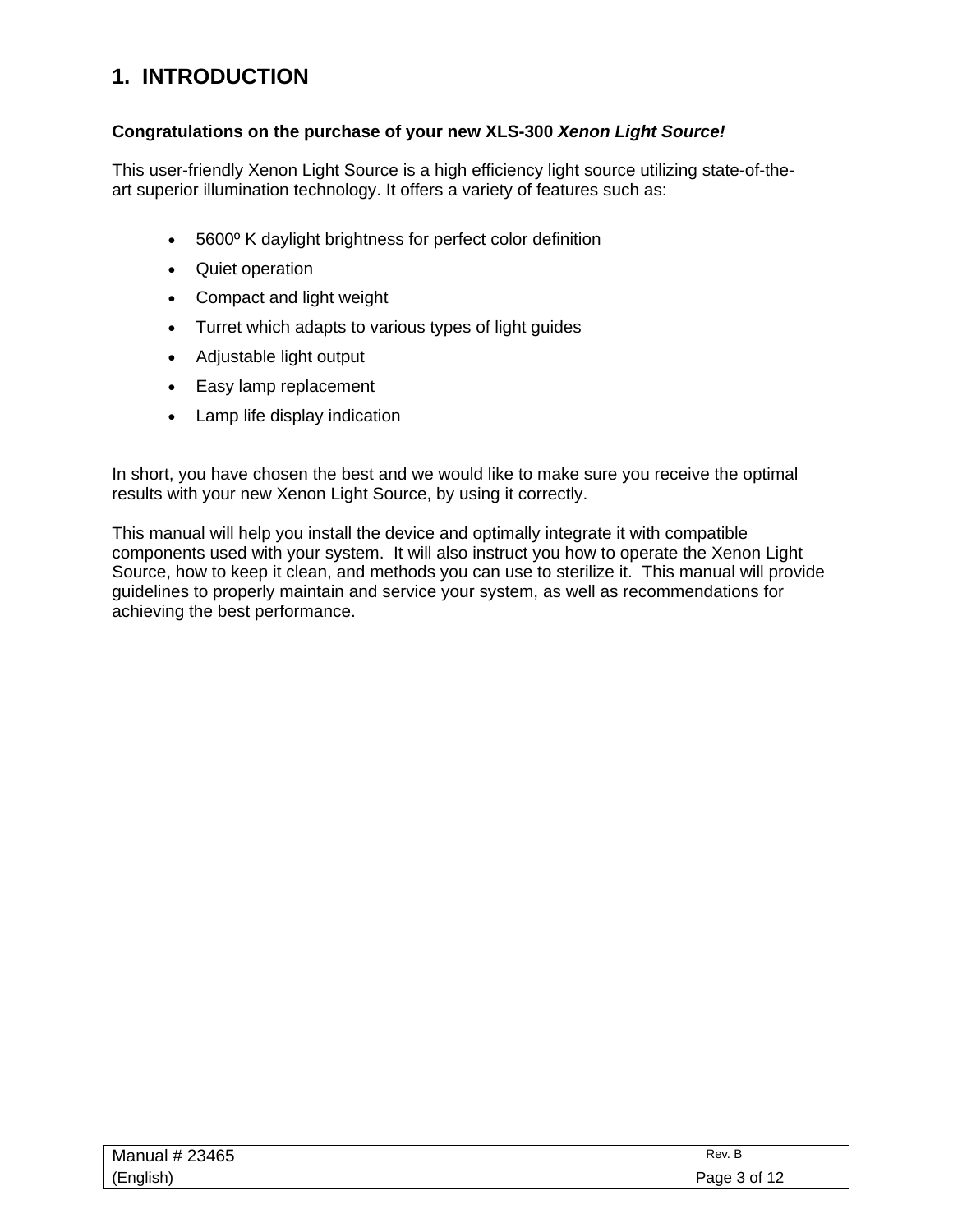# 1. INTRODUCTION

**Congratulations on the purchase of your new XLS-300 *Xenon Light Source!***

This user-friendly Xenon Light Source is a high efficiency light source utilizing state-of-the-art superior illumination technology. It offers a variety of features such as:

- 5600º K daylight brightness for perfect color definition
- Quiet operation
- Compact and light weight
- Turret which adapts to various types of light guides
- Adjustable light output
- Easy lamp replacement
- Lamp life display indication

In short, you have chosen the best and we would like to make sure you receive the optimal results with your new Xenon Light Source, by using it correctly.

This manual will help you install the device and optimally integrate it with compatible components used with your system. It will also instruct you how to operate the Xenon Light Source, how to keep it clean, and methods you can use to sterilize it. This manual will provide guidelines to properly maintain and service your system, as well as recommendations for achieving the best performance.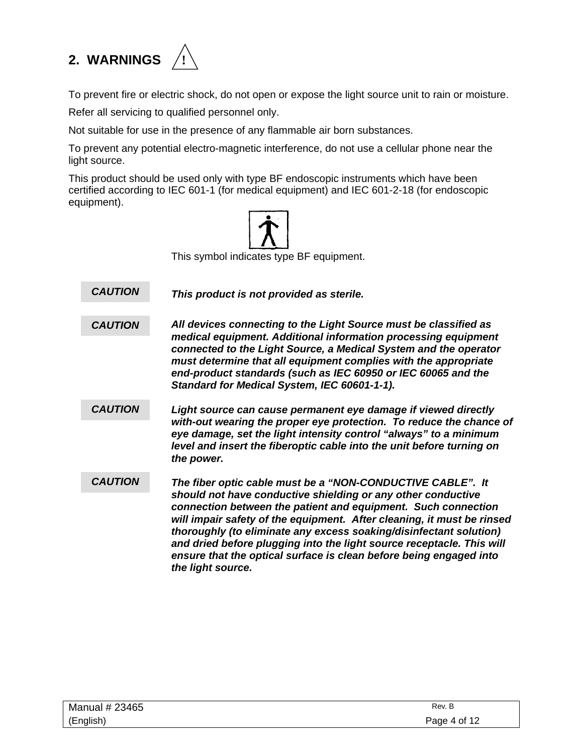## 2. WARNINGS ⚠

To prevent fire or electric shock, do not open or expose the light source unit to rain or moisture.

Refer all servicing to qualified personnel only.

Not suitable for use in the presence of any flammable air born substances.

To prevent any potential electro-magnetic interference, do not use a cellular phone near the light source.

This product should be used only with type BF endoscopic instruments which have been certified according to IEC 601-1 (for medical equipment) and IEC 601-2-18 (for endoscopic equipment).

This symbol indicates type BF equipment.

**CAUTION** ***This product is not provided as sterile.***

**CAUTION** ***All devices connecting to the Light Source must be classified as medical equipment. Additional information processing equipment connected to the Light Source, a Medical System and the operator must determine that all equipment complies with the appropriate end-product standards (such as IEC 60950 or IEC 60065 and the Standard for Medical System, IEC 60601-1-1).***

**CAUTION** ***Light source can cause permanent eye damage if viewed directly with-out wearing the proper eye protection. To reduce the chance of eye damage, set the light intensity control "always" to a minimum level and insert the fiberoptic cable into the unit before turning on the power.***

**CAUTION** ***The fiber optic cable must be a "NON-CONDUCTIVE CABLE". It should not have conductive shielding or any other conductive connection between the patient and equipment. Such connection will impair safety of the equipment. After cleaning, it must be rinsed thoroughly (to eliminate any excess soaking/disinfectant solution) and dried before plugging into the light source receptacle. This will ensure that the optical surface is clean before being engaged into the light source.***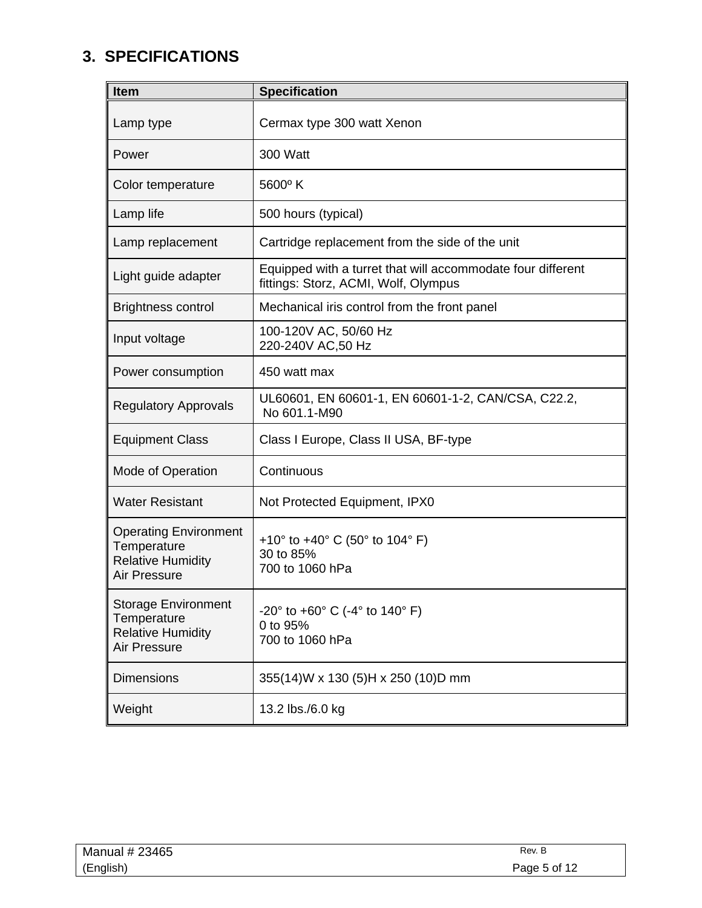## 3. SPECIFICATIONS

| Item | Specification |
|---|---|
| Lamp type | Cermax type 300 watt Xenon |
| Power | 300 Watt |
| Color temperature | 5600º K |
| Lamp life | 500 hours (typical) |
| Lamp replacement | Cartridge replacement from the side of the unit |
| Light guide adapter | Equipped with a turret that will accommodate four different fittings: Storz, ACMI, Wolf, Olympus |
| Brightness control | Mechanical iris control from the front panel |
| Input voltage | 100-120V AC, 50/60 Hz<br>220-240V AC,50 Hz |
| Power consumption | 450 watt max |
| Regulatory Approvals | UL60601, EN 60601-1, EN 60601-1-2, CAN/CSA, C22.2, No 601.1-M90 |
| Equipment Class | Class I Europe, Class II USA, BF-type |
| Mode of Operation | Continuous |
| Water Resistant | Not Protected Equipment, IPX0 |
| Operating Environment<br>Temperature<br>Relative Humidity<br>Air Pressure | +10° to +40° C (50° to 104° F)<br>30 to 85%<br>700 to 1060 hPa |
| Storage Environment<br>Temperature<br>Relative Humidity<br>Air Pressure | -20° to +60° C (-4° to 140° F)<br>0 to 95%<br>700 to 1060 hPa |
| Dimensions | 355(14)W x 130 (5)H x 250 (10)D mm |
| Weight | 13.2 lbs./6.0 kg |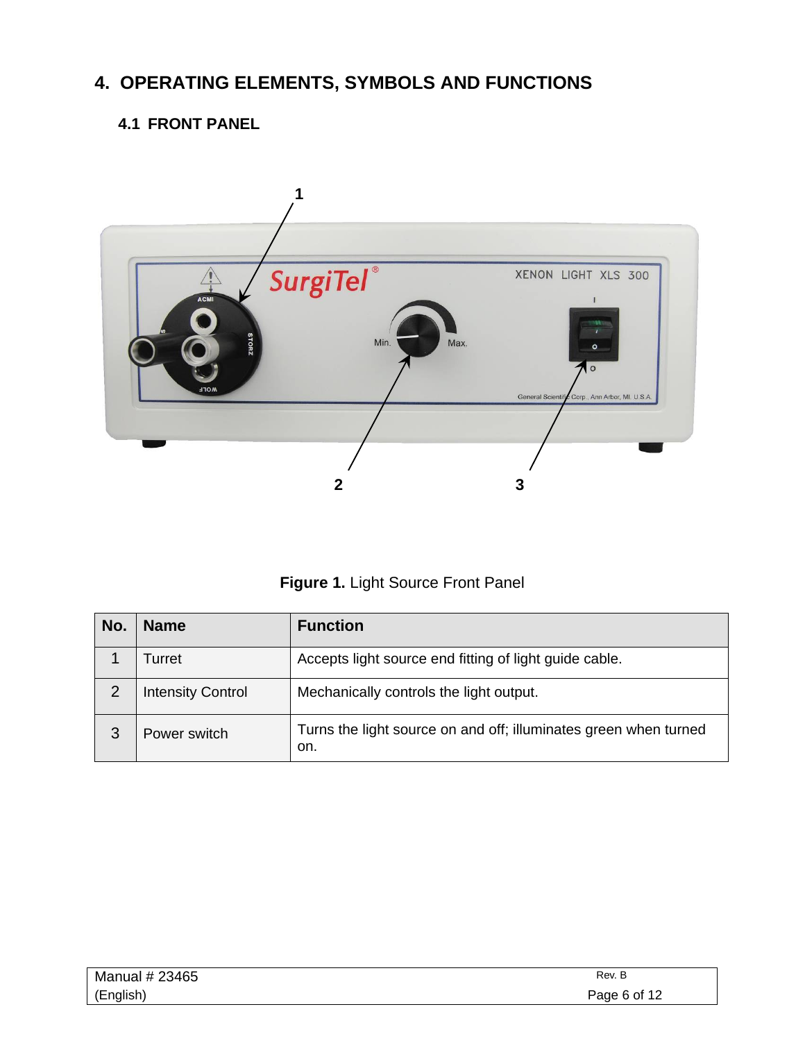# 4. OPERATING ELEMENTS, SYMBOLS AND FUNCTIONS

## 4.1 FRONT PANEL

**Figure 1.** Light Source Front Panel

| No. | Name | Function |
|---|---|---|
| 1 | Turret | Accepts light source end fitting of light guide cable. |
| 2 | Intensity Control | Mechanically controls the light output. |
| 3 | Power switch | Turns the light source on and off; illuminates green when turned on. |

Manual # 23465
(English)

Rev. B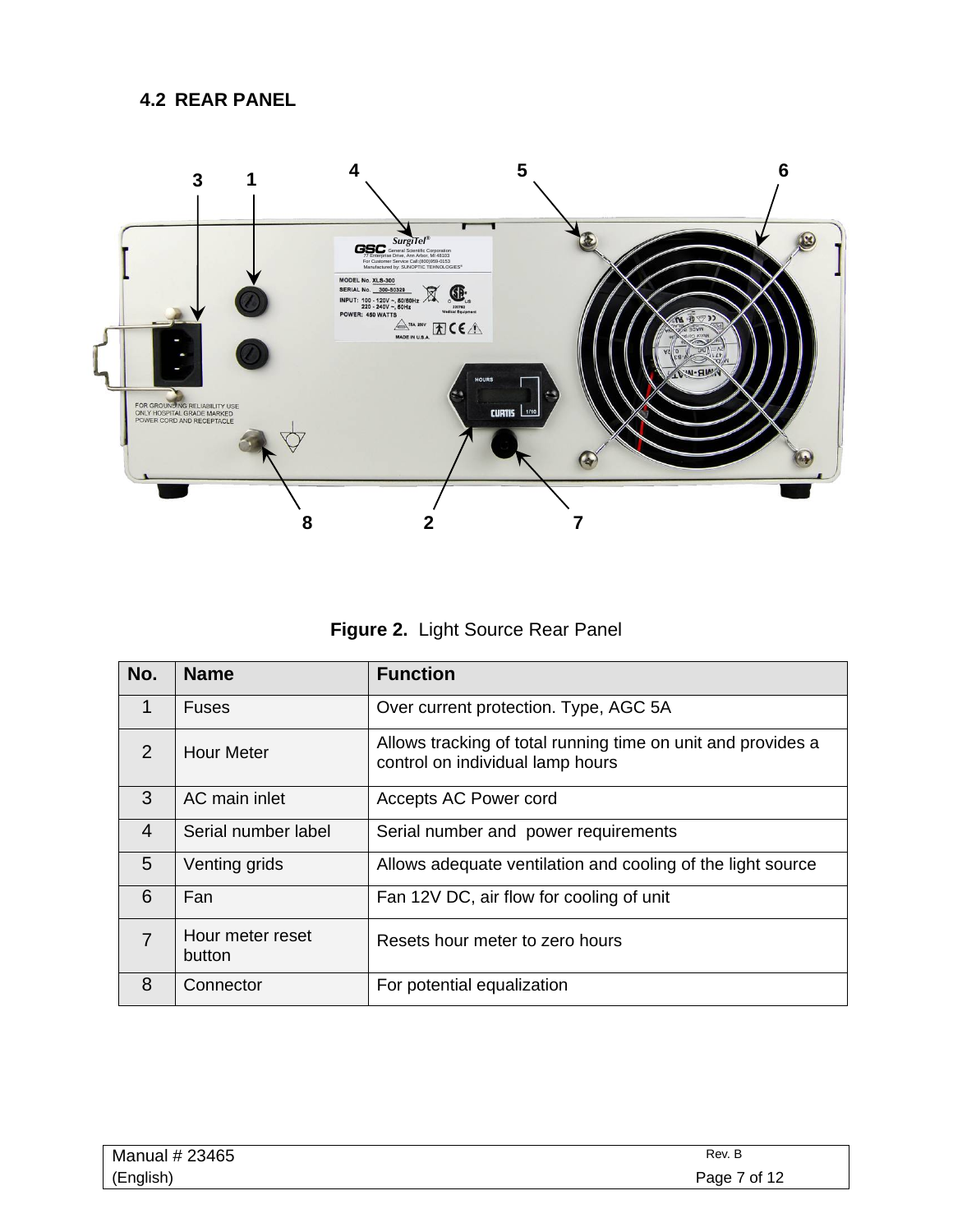## 4.2 REAR PANEL

**Figure 2.** Light Source Rear Panel

| No. | Name | Function |
|---|---|---|
| 1 | Fuses | Over current protection. Type, AGC 5A |
| 2 | Hour Meter | Allows tracking of total running time on unit and provides a control on individual lamp hours |
| 3 | AC main inlet | Accepts AC Power cord |
| 4 | Serial number label | Serial number and power requirements |
| 5 | Venting grids | Allows adequate ventilation and cooling of the light source |
| 6 | Fan | Fan 12V DC, air flow for cooling of unit |
| 7 | Hour meter reset button | Resets hour meter to zero hours |
| 8 | Connector | For potential equalization |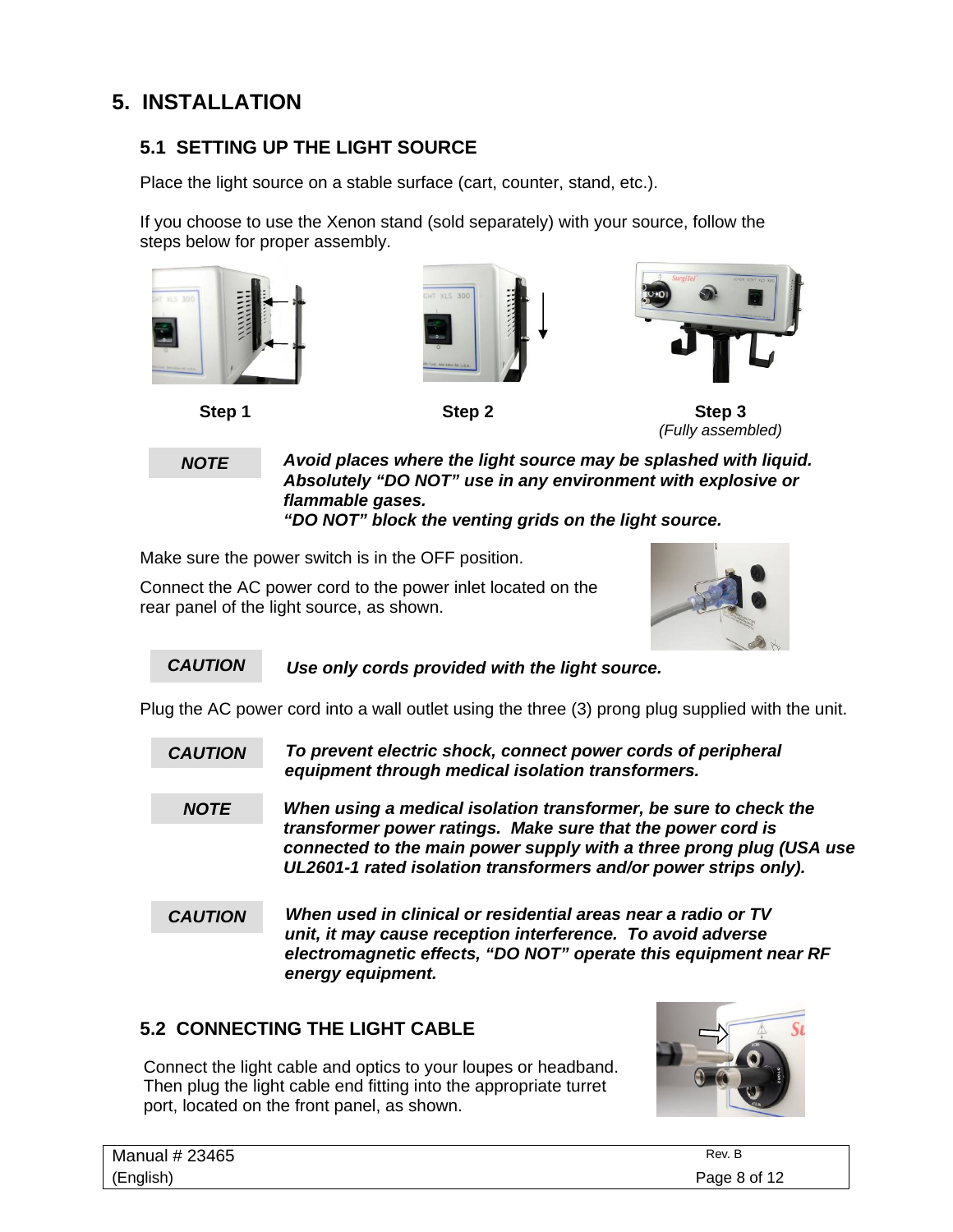# 5. INSTALLATION

## 5.1 SETTING UP THE LIGHT SOURCE

Place the light source on a stable surface (cart, counter, stand, etc.).

If you choose to use the Xenon stand (sold separately) with your source, follow the steps below for proper assembly.

**Step 1** **Step 2** **Step 3** *(Fully assembled)*

| NOTE | ***Avoid places where the light source may be splashed with liquid. Absolutely "DO NOT" use in any environment with explosive or flammable gases.*** ***"DO NOT" block the venting grids on the light source.*** |
|---|---|

Make sure the power switch is in the OFF position.

Connect the AC power cord to the power inlet located on the rear panel of the light source, as shown.

| CAUTION | ***Use only cords provided with the light source.*** |
|---|---|

Plug the AC power cord into a wall outlet using the three (3) prong plug supplied with the unit.

| CAUTION | ***To prevent electric shock, connect power cords of peripheral equipment through medical isolation transformers.*** |
|---|---|
| **NOTE** | ***When using a medical isolation transformer, be sure to check the transformer power ratings. Make sure that the power cord is connected to the main power supply with a three prong plug (USA use UL2601-1 rated isolation transformers and/or power strips only).*** |
| **CAUTION** | ***When used in clinical or residential areas near a radio or TV unit, it may cause reception interference. To avoid adverse electromagnetic effects, "DO NOT" operate this equipment near RF energy equipment.*** |

## 5.2 CONNECTING THE LIGHT CABLE

Connect the light cable and optics to your loupes or headband. Then plug the light cable end fitting into the appropriate turret port, located on the front panel, as shown.

Manual # 23465 (English) Rev. B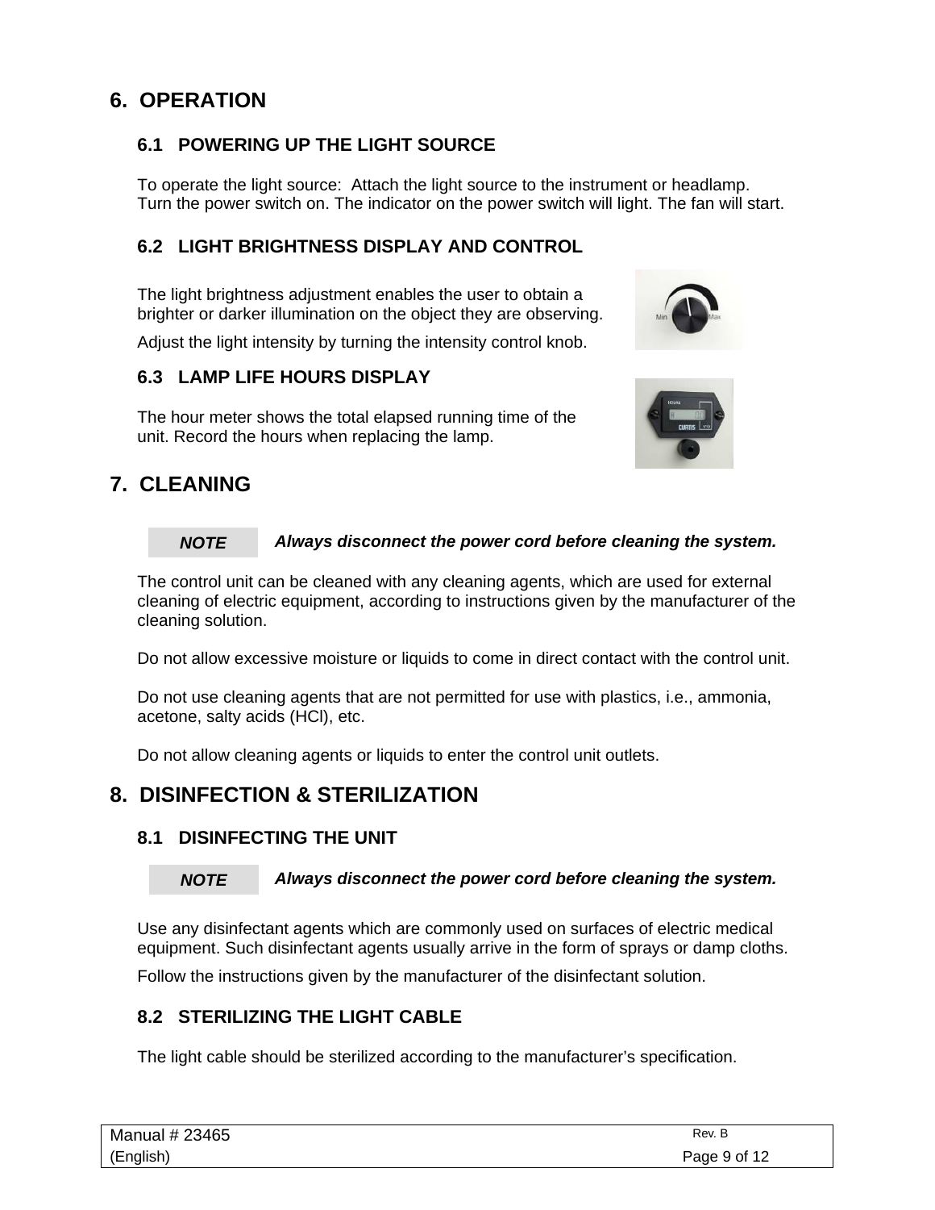# 6. OPERATION

## 6.1 POWERING UP THE LIGHT SOURCE

To operate the light source: Attach the light source to the instrument or headlamp. Turn the power switch on. The indicator on the power switch will light. The fan will start.

## 6.2 LIGHT BRIGHTNESS DISPLAY AND CONTROL

The light brightness adjustment enables the user to obtain a brighter or darker illumination on the object they are observing.

Adjust the light intensity by turning the intensity control knob.

## 6.3 LAMP LIFE HOURS DISPLAY

The hour meter shows the total elapsed running time of the unit. Record the hours when replacing the lamp.

# 7. CLEANING

**NOTE** ***Always disconnect the power cord before cleaning the system.***

The control unit can be cleaned with any cleaning agents, which are used for external cleaning of electric equipment, according to instructions given by the manufacturer of the cleaning solution.

Do not allow excessive moisture or liquids to come in direct contact with the control unit.

Do not use cleaning agents that are not permitted for use with plastics, i.e., ammonia, acetone, salty acids (HCl), etc.

Do not allow cleaning agents or liquids to enter the control unit outlets.

# 8. DISINFECTION & STERILIZATION

## 8.1 DISINFECTING THE UNIT

**NOTE** ***Always disconnect the power cord before cleaning the system.***

Use any disinfectant agents which are commonly used on surfaces of electric medical equipment. Such disinfectant agents usually arrive in the form of sprays or damp cloths.

Follow the instructions given by the manufacturer of the disinfectant solution.

## 8.2 STERILIZING THE LIGHT CABLE

The light cable should be sterilized according to the manufacturer's specification.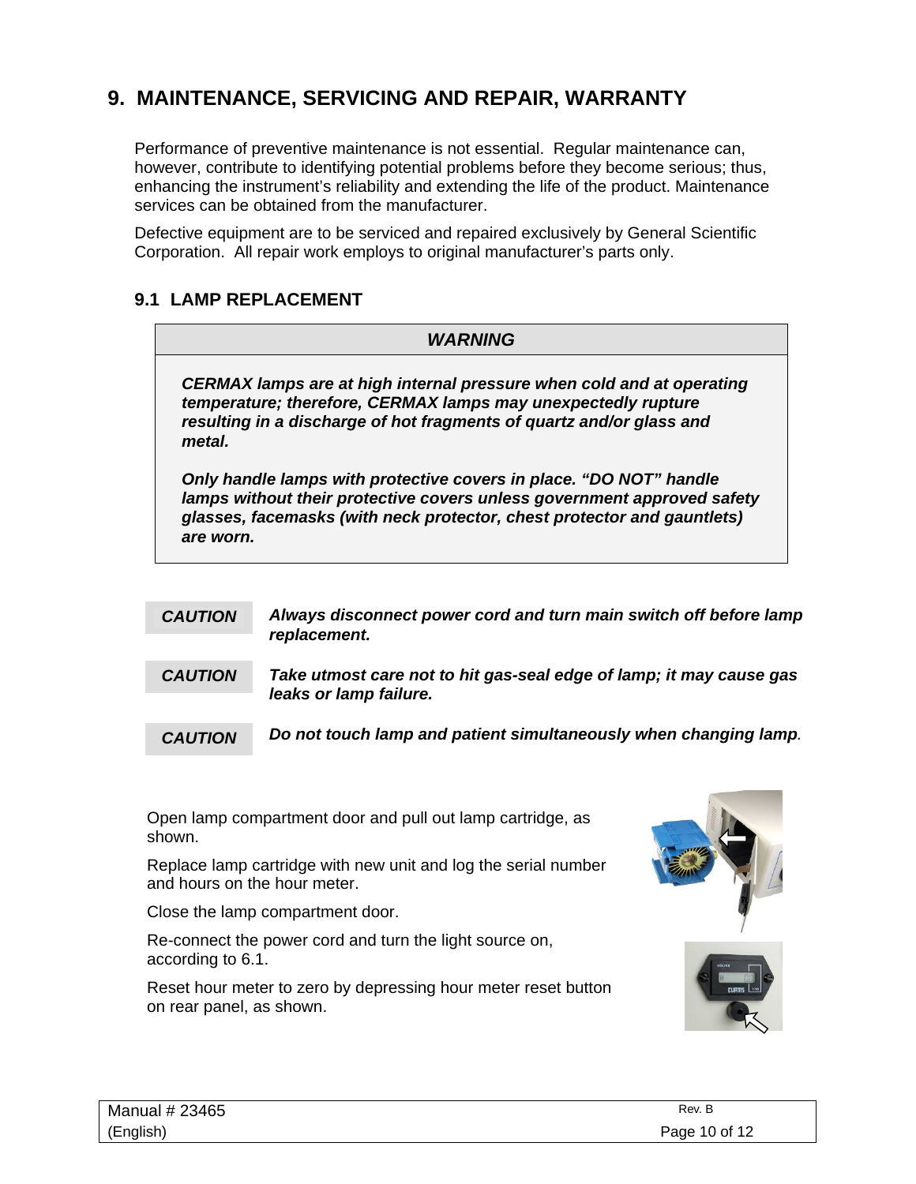# 9. MAINTENANCE, SERVICING AND REPAIR, WARRANTY

Performance of preventive maintenance is not essential. Regular maintenance can, however, contribute to identifying potential problems before they become serious; thus, enhancing the instrument's reliability and extending the life of the product. Maintenance services can be obtained from the manufacturer.

Defective equipment are to be serviced and repaired exclusively by General Scientific Corporation. All repair work employs to original manufacturer's parts only.

## 9.1 LAMP REPLACEMENT

| ***WARNING*** |
|---|
| ***CERMAX lamps are at high internal pressure when cold and at operating temperature; therefore, CERMAX lamps may unexpectedly rupture resulting in a discharge of hot fragments of quartz and/or glass and metal.*** <br><br> ***Only handle lamps with protective covers in place. "DO NOT" handle lamps without their protective covers unless government approved safety glasses, facemasks (with neck protector, chest protector and gauntlets) are worn.*** |

| | |
|---|---|
| ***CAUTION*** | ***Always disconnect power cord and turn main switch off before lamp replacement.*** |
| ***CAUTION*** | ***Take utmost care not to hit gas-seal edge of lamp; it may cause gas leaks or lamp failure.*** |
| ***CAUTION*** | ***Do not touch lamp and patient simultaneously when changing lamp.*** |

Open lamp compartment door and pull out lamp cartridge, as shown.

Replace lamp cartridge with new unit and log the serial number and hours on the hour meter.

Close the lamp compartment door.

Re-connect the power cord and turn the light source on, according to 6.1.

Reset hour meter to zero by depressing hour meter reset button on rear panel, as shown.

Manual # 23465 (English) Rev. B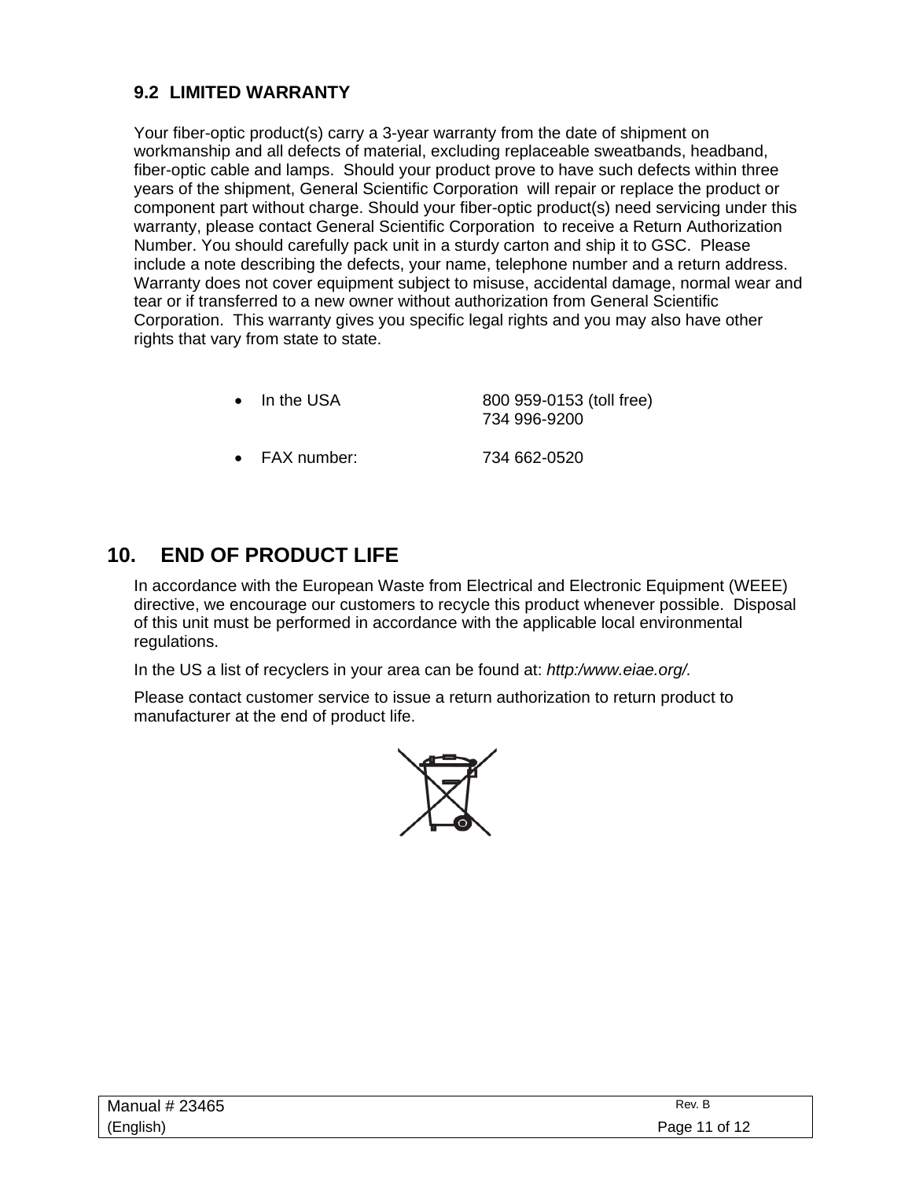### 9.2 LIMITED WARRANTY

Your fiber-optic product(s) carry a 3-year warranty from the date of shipment on workmanship and all defects of material, excluding replaceable sweatbands, headband, fiber-optic cable and lamps. Should your product prove to have such defects within three years of the shipment, General Scientific Corporation will repair or replace the product or component part without charge. Should your fiber-optic product(s) need servicing under this warranty, please contact General Scientific Corporation to receive a Return Authorization Number. You should carefully pack unit in a sturdy carton and ship it to GSC. Please include a note describing the defects, your name, telephone number and a return address. Warranty does not cover equipment subject to misuse, accidental damage, normal wear and tear or if transferred to a new owner without authorization from General Scientific Corporation. This warranty gives you specific legal rights and you may also have other rights that vary from state to state.

- In the USA 800 959-0153 (toll free)
  734 996-9200
- FAX number: 734 662-0520

## 10. END OF PRODUCT LIFE

In accordance with the European Waste from Electrical and Electronic Equipment (WEEE) directive, we encourage our customers to recycle this product whenever possible. Disposal of this unit must be performed in accordance with the applicable local environmental regulations.

In the US a list of recyclers in your area can be found at: *http:/www.eiae.org/.*

Please contact customer service to issue a return authorization to return product to manufacturer at the end of product life.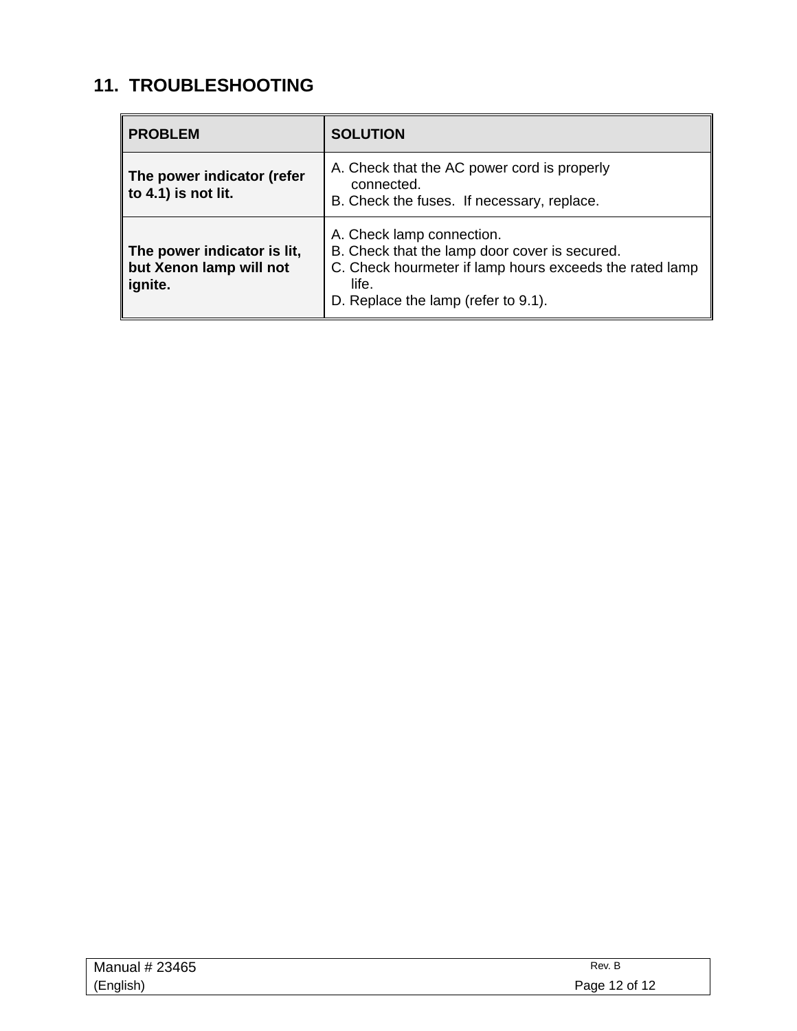## 11. TROUBLESHOOTING

| PROBLEM | SOLUTION |
|---|---|
| **The power indicator (refer to 4.1) is not lit.** | A. Check that the AC power cord is properly connected.<br>B. Check the fuses. If necessary, replace. |
| **The power indicator is lit, but Xenon lamp will not ignite.** | A. Check lamp connection.<br>B. Check that the lamp door cover is secured.<br>C. Check hourmeter if lamp hours exceeds the rated lamp life.<br>D. Replace the lamp (refer to 9.1). |